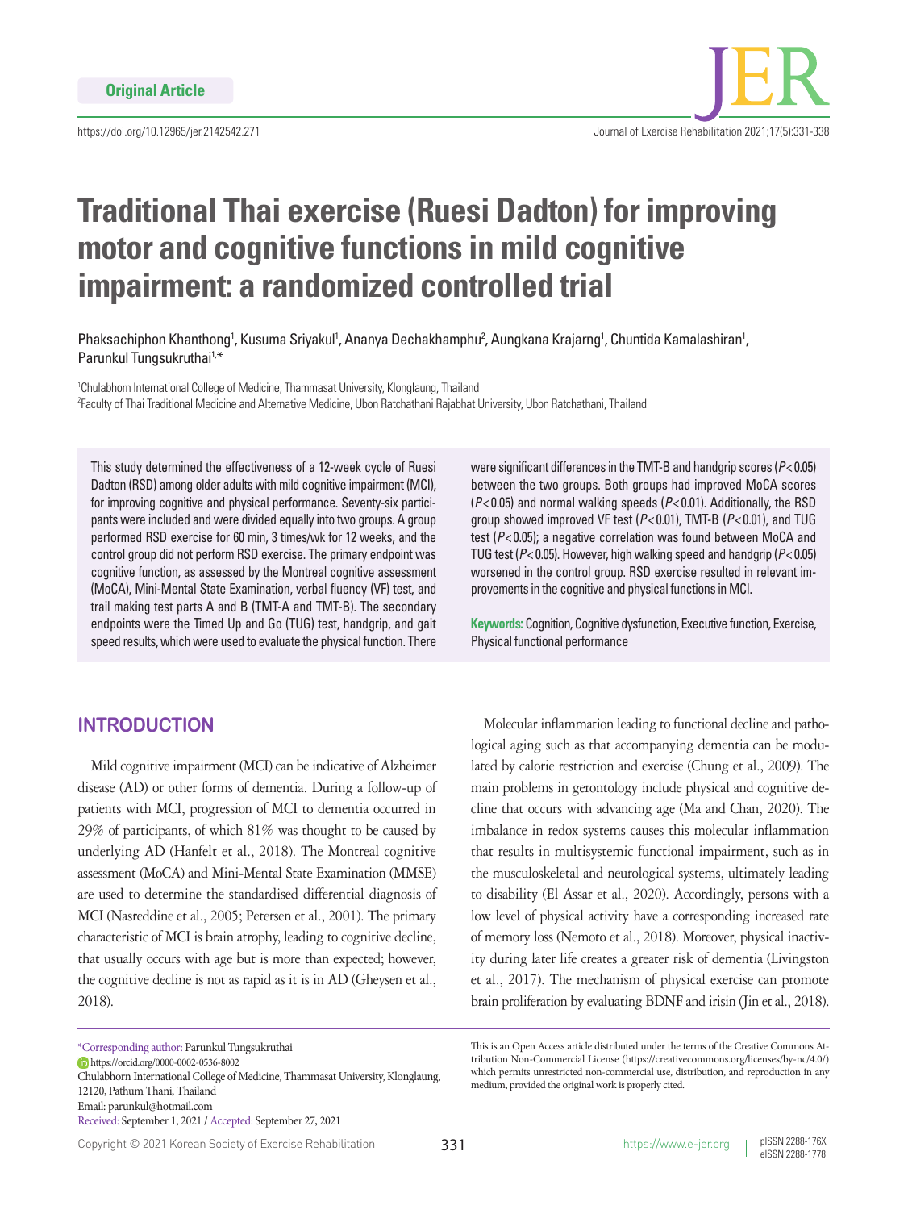Original Article

https://doi.org/10.12965/jer.2142542.271

# Traditional Thai exercise (Ruesi Dadton) for improving motor and cognitive functions in mild cognitive impairment: a randomized controlled trial

Phaksachiphon Khanthong[1], Kusuma Sriyakul[1], Ananya Dechakhamphu[2], Aungkana Krajarng[1], Chuntida Kamalashiran[1], Parunkul Tungsukruthai[1,*]

[1]Chulabhorn International College of Medicine, Thammasat University, Klonglaung, Thailand
[2]Faculty of Thai Traditional Medicine and Alternative Medicine, Ubon Ratchathani Rajabhat University, Ubon Ratchathani, Thailand

This study determined the effectiveness of a 12-week cycle of Ruesi Dadton (RSD) among older adults with mild cognitive impairment (MCI), for improving cognitive and physical performance. Seventy-six participants were included and were divided equally into two groups. A group performed RSD exercise for 60 min, 3 times/wk for 12 weeks, and the control group did not perform RSD exercise. The primary endpoint was cognitive function, as assessed by the Montreal cognitive assessment (MoCA), Mini-Mental State Examination, verbal fluency (VF) test, and trail making test parts A and B (TMT-A and TMT-B). The secondary endpoints were the Timed Up and Go (TUG) test, handgrip, and gait speed results, which were used to evaluate the physical function. There were significant differences in the TMT-B and handgrip scores ($P<0.05$) between the two groups. Both groups had improved MoCA scores ($P<0.05$) and normal walking speeds ($P<0.01$). Additionally, the RSD group showed improved VF test ($P<0.01$), TMT-B ($P<0.01$), and TUG test ($P<0.05$); a negative correlation was found between MoCA and TUG test ($P<0.05$). However, high walking speed and handgrip ($P<0.05$) worsened in the control group. RSD exercise resulted in relevant improvements in the cognitive and physical functions in MCI.

**Keywords:** Cognition, Cognitive dysfunction, Executive function, Exercise, Physical functional performance

## INTRODUCTION

Mild cognitive impairment (MCI) can be indicative of Alzheimer disease (AD) or other forms of dementia. During a follow-up of patients with MCI, progression of MCI to dementia occurred in 29% of participants, of which 81% was thought to be caused by underlying AD (Hanfelt et al., 2018). The Montreal cognitive assessment (MoCA) and Mini-Mental State Examination (MMSE) are used to determine the standardised differential diagnosis of MCI (Nasreddine et al., 2005; Petersen et al., 2001). The primary characteristic of MCI is brain atrophy, leading to cognitive decline, that usually occurs with age but is more than expected; however, the cognitive decline is not as rapid as it is in AD (Gheysen et al., 2018).

Molecular inflammation leading to functional decline and pathological aging such as that accompanying dementia can be modulated by calorie restriction and exercise (Chung et al., 2009). The main problems in gerontology include physical and cognitive decline that occurs with advancing age (Ma and Chan, 2020). The imbalance in redox systems causes this molecular inflammation that results in multisystemic functional impairment, such as in the musculoskeletal and neurological systems, ultimately leading to disability (El Assar et al., 2020). Accordingly, persons with a low level of physical activity have a corresponding increased rate of memory loss (Nemoto et al., 2018). Moreover, physical inactivity during later life creates a greater risk of dementia (Livingston et al., 2017). The mechanism of physical exercise can promote brain proliferation by evaluating BDNF and irisin (Jin et al., 2018).

*Corresponding author: Parunkul Tungsukruthai
https://orcid.org/0000-0002-0536-8002
Chulabhorn International College of Medicine, Thammasat University, Klonglaung, 12120, Pathum Thani, Thailand
Email: parunkul@hotmail.com
Received: September 1, 2021 / Accepted: September 27, 2021

This is an Open Access article distributed under the terms of the Creative Commons Attribution Non-Commercial License (https://creativecommons.org/licenses/by-nc/4.0/) which permits unrestricted non-commercial use, distribution, and reproduction in any medium, provided the original work is properly cited.

Copyright © 2021 Korean Society of Exercise Rehabilitation

pISSN 2288-176X
eISSN 2288-1778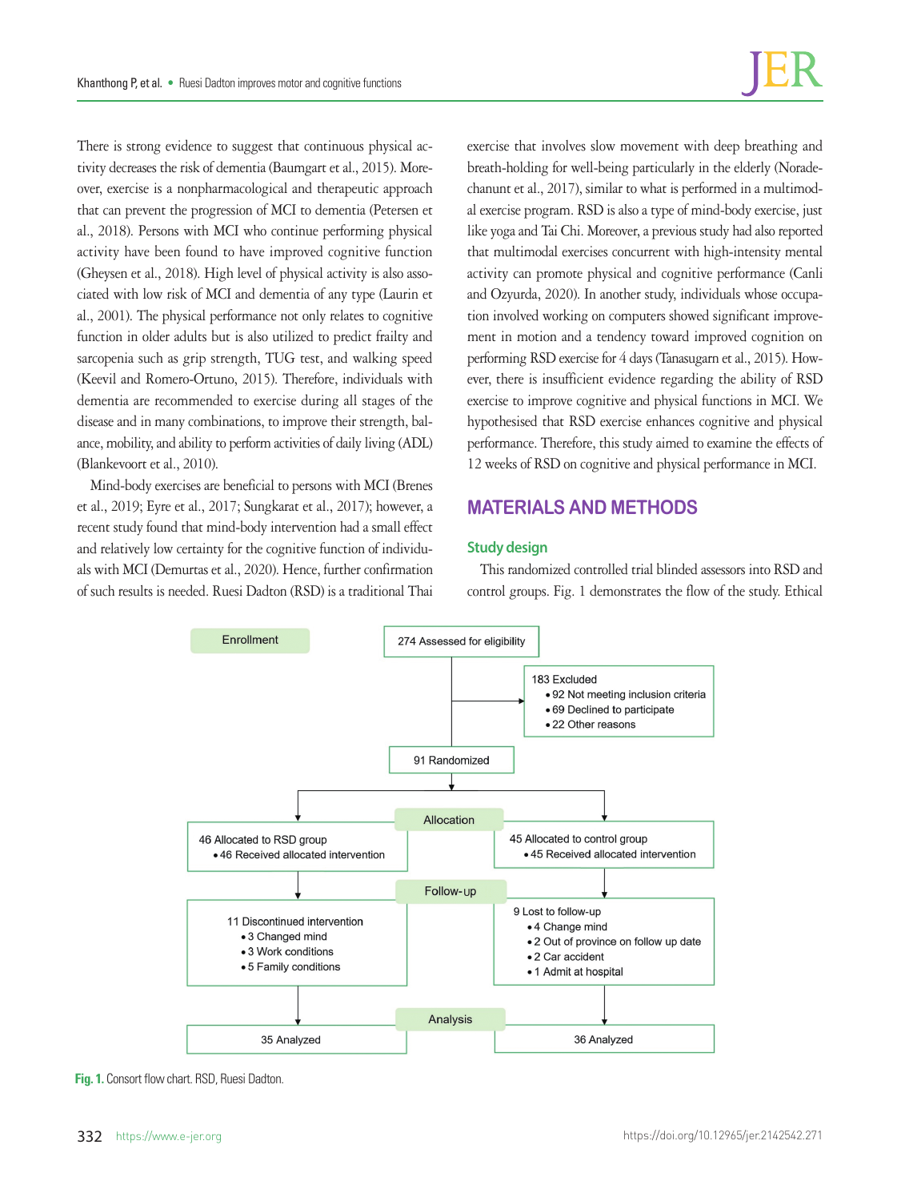There is strong evidence to suggest that continuous physical activity decreases the risk of dementia (Baumgart et al., 2015). Moreover, exercise is a nonpharmacological and therapeutic approach that can prevent the progression of MCI to dementia (Petersen et al., 2018). Persons with MCI who continue performing physical activity have been found to have improved cognitive function (Gheysen et al., 2018). High level of physical activity is also associated with low risk of MCI and dementia of any type (Laurin et al., 2001). The physical performance not only relates to cognitive function in older adults but is also utilized to predict frailty and sarcopenia such as grip strength, TUG test, and walking speed (Keevil and Romero-Ortuno, 2015). Therefore, individuals with dementia are recommended to exercise during all stages of the disease and in many combinations, to improve their strength, balance, mobility, and ability to perform activities of daily living (ADL) (Blankevoort et al., 2010).

Mind-body exercises are beneficial to persons with MCI (Brenes et al., 2019; Eyre et al., 2017; Sungkarat et al., 2017); however, a recent study found that mind-body intervention had a small effect and relatively low certainty for the cognitive function of individuals with MCI (Demurtas et al., 2020). Hence, further confirmation of such results is needed. Ruesi Dadton (RSD) is a traditional Thai exercise that involves slow movement with deep breathing and breath-holding for well-being particularly in the elderly (Noradechanunt et al., 2017), similar to what is performed in a multimodal exercise program. RSD is also a type of mind-body exercise, just like yoga and Tai Chi. Moreover, a previous study had also reported that multimodal exercises concurrent with high-intensity mental activity can promote physical and cognitive performance (Canli and Ozyurda, 2020). In another study, individuals whose occupation involved working on computers showed significant improvement in motion and a tendency toward improved cognition on performing RSD exercise for 4 days (Tanasugarn et al., 2015). However, there is insufficient evidence regarding the ability of RSD exercise to improve cognitive and physical functions in MCI. We hypothesised that RSD exercise enhances cognitive and physical performance. Therefore, this study aimed to examine the effects of 12 weeks of RSD on cognitive and physical performance in MCI.

## MATERIALS AND METHODS

### Study design

This randomized controlled trial blinded assessors into RSD and control groups. Fig. 1 demonstrates the flow of the study. Ethical

Enrollment

274 Assessed for eligibility

183 Excluded
- 92 Not meeting inclusion criteria
- 69 Declined to participate
- 22 Other reasons

91 Randomized

Allocation

46 Allocated to RSD group
- 46 Received allocated intervention

45 Allocated to control group
- 45 Received allocated intervention

Follow-up

11 Discontinued intervention
- 3 Changed mind
- 3 Work conditions
- 5 Family conditions

9 Lost to follow-up
- 4 Change mind
- 2 Out of province on follow up date
- 2 Car accident
- 1 Admit at hospital

Analysis

35 Analyzed

36 Analyzed

**Fig. 1.** Consort flow chart. RSD, Ruesi Dadton.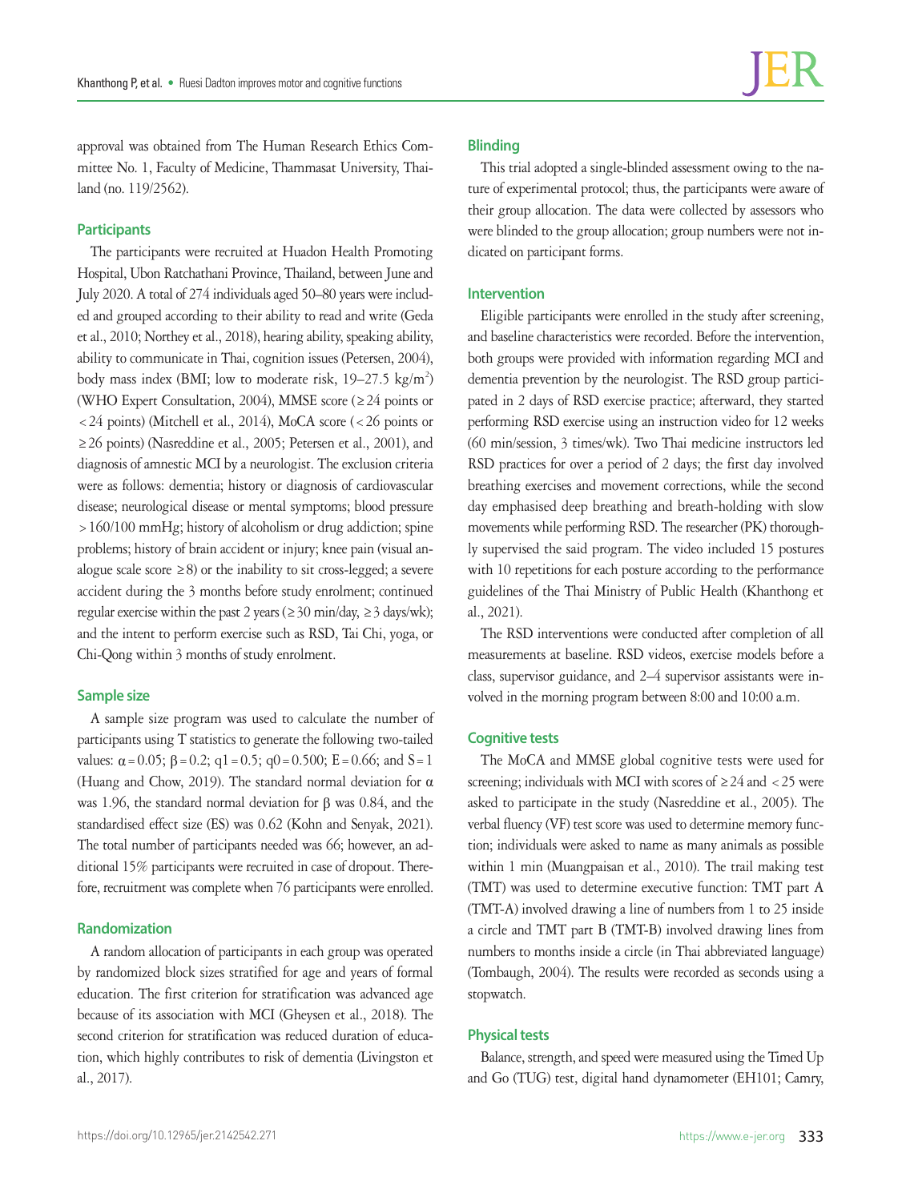approval was obtained from The Human Research Ethics Committee No. 1, Faculty of Medicine, Thammasat University, Thailand (no. 119/2562).

### Participants

The participants were recruited at Huadon Health Promoting Hospital, Ubon Ratchathani Province, Thailand, between June and July 2020. A total of 274 individuals aged 50–80 years were included and grouped according to their ability to read and write (Geda et al., 2010; Northey et al., 2018), hearing ability, speaking ability, ability to communicate in Thai, cognition issues (Petersen, 2004), body mass index (BMI; low to moderate risk, 19–27.5 kg/m$^2$) (WHO Expert Consultation, 2004), MMSE score (≥24 points or <24 points) (Mitchell et al., 2014), MoCA score (<26 points or ≥26 points) (Nasreddine et al., 2005; Petersen et al., 2001), and diagnosis of amnestic MCI by a neurologist. The exclusion criteria were as follows: dementia; history or diagnosis of cardiovascular disease; neurological disease or mental symptoms; blood pressure >160/100 mmHg; history of alcoholism or drug addiction; spine problems; history of brain accident or injury; knee pain (visual analogue scale score ≥8) or the inability to sit cross-legged; a severe accident during the 3 months before study enrolment; continued regular exercise within the past 2 years (≥30 min/day, ≥3 days/wk); and the intent to perform exercise such as RSD, Tai Chi, yoga, or Chi-Qong within 3 months of study enrolment.

### Sample size

A sample size program was used to calculate the number of participants using T statistics to generate the following two-tailed values: $\alpha = 0.05$; $\beta = 0.2$; $q1 = 0.5$; $q0 = 0.500$; $E = 0.66$; and $S = 1$ (Huang and Chow, 2019). The standard normal deviation for $\alpha$ was 1.96, the standard normal deviation for $\beta$ was 0.84, and the standardised effect size (ES) was 0.62 (Kohn and Senyak, 2021). The total number of participants needed was 66; however, an additional 15% participants were recruited in case of dropout. Therefore, recruitment was complete when 76 participants were enrolled.

### Randomization

A random allocation of participants in each group was operated by randomized block sizes stratified for age and years of formal education. The first criterion for stratification was advanced age because of its association with MCI (Gheysen et al., 2018). The second criterion for stratification was reduced duration of education, which highly contributes to risk of dementia (Livingston et al., 2017).

### Blinding

This trial adopted a single-blinded assessment owing to the nature of experimental protocol; thus, the participants were aware of their group allocation. The data were collected by assessors who were blinded to the group allocation; group numbers were not indicated on participant forms.

### Intervention

Eligible participants were enrolled in the study after screening, and baseline characteristics were recorded. Before the intervention, both groups were provided with information regarding MCI and dementia prevention by the neurologist. The RSD group participated in 2 days of RSD exercise practice; afterward, they started performing RSD exercise using an instruction video for 12 weeks (60 min/session, 3 times/wk). Two Thai medicine instructors led RSD practices for over a period of 2 days; the first day involved breathing exercises and movement corrections, while the second day emphasised deep breathing and breath-holding with slow movements while performing RSD. The researcher (PK) thoroughly supervised the said program. The video included 15 postures with 10 repetitions for each posture according to the performance guidelines of the Thai Ministry of Public Health (Khanthong et al., 2021).

The RSD interventions were conducted after completion of all measurements at baseline. RSD videos, exercise models before a class, supervisor guidance, and 2–4 supervisor assistants were involved in the morning program between 8:00 and 10:00 a.m.

### Cognitive tests

The MoCA and MMSE global cognitive tests were used for screening; individuals with MCI with scores of ≥24 and <25 were asked to participate in the study (Nasreddine et al., 2005). The verbal fluency (VF) test score was used to determine memory function; individuals were asked to name as many animals as possible within 1 min (Muangpaisan et al., 2010). The trail making test (TMT) was used to determine executive function: TMT part A (TMT-A) involved drawing a line of numbers from 1 to 25 inside a circle and TMT part B (TMT-B) involved drawing lines from numbers to months inside a circle (in Thai abbreviated language) (Tombaugh, 2004). The results were recorded as seconds using a stopwatch.

### Physical tests

Balance, strength, and speed were measured using the Timed Up and Go (TUG) test, digital hand dynamometer (EH101; Camry,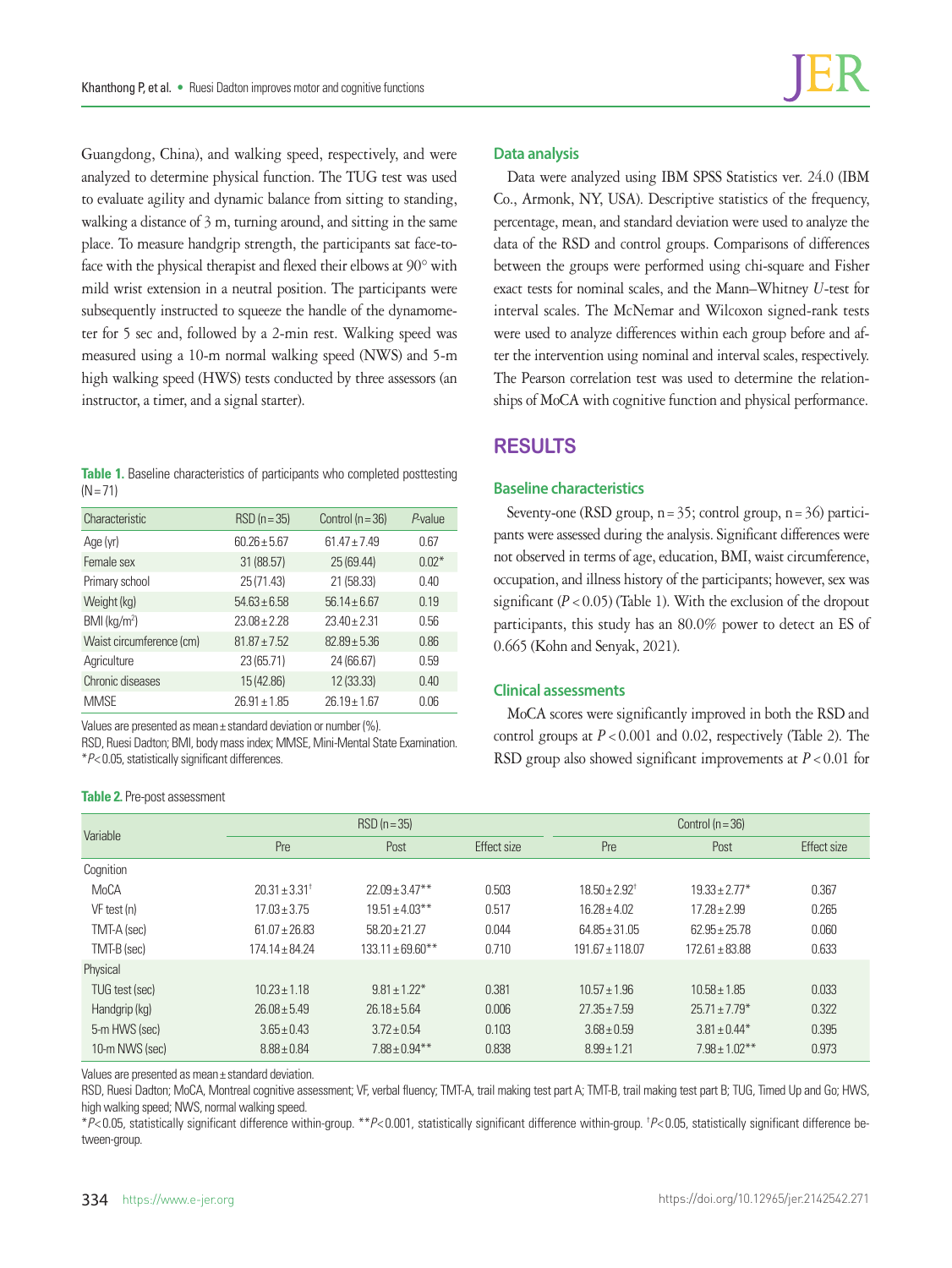Guangdong, China), and walking speed, respectively, and were analyzed to determine physical function. The TUG test was used to evaluate agility and dynamic balance from sitting to standing, walking a distance of 3 m, turning around, and sitting in the same place. To measure handgrip strength, the participants sat face-to-face with the physical therapist and flexed their elbows at 90° with mild wrist extension in a neutral position. The participants were subsequently instructed to squeeze the handle of the dynamometer for 5 sec and, followed by a 2-min rest. Walking speed was measured using a 10-m normal walking speed (NWS) and 5-m high walking speed (HWS) tests conducted by three assessors (an instructor, a timer, and a signal starter).

**Table 1.** Baseline characteristics of participants who completed posttesting (N = 71)

| Characteristic | RSD (n = 35) | Control (n = 36) | *P*-value |
|---|---|---|---|
| Age (yr) | 60.26 ± 5.67 | 61.47 ± 7.49 | 0.67 |
| Female sex | 31 (88.57) | 25 (69.44) | 0.02* |
| Primary school | 25 (71.43) | 21 (58.33) | 0.40 |
| Weight (kg) | 54.63 ± 6.58 | 56.14 ± 6.67 | 0.19 |
| BMI (kg/m$^2$) | 23.08 ± 2.28 | 23.40 ± 2.31 | 0.56 |
| Waist circumference (cm) | 81.87 ± 7.52 | 82.89 ± 5.36 | 0.86 |
| Agriculture | 23 (65.71) | 24 (66.67) | 0.59 |
| Chronic diseases | 15 (42.86) | 12 (33.33) | 0.40 |
| MMSE | 26.91 ± 1.85 | 26.19 ± 1.67 | 0.06 |

Values are presented as mean ± standard deviation or number (%).
RSD, Ruesi Dadton; BMI, body mass index; MMSE, Mini-Mental State Examination.
*$P$< 0.05, statistically significant differences.

### Data analysis

Data were analyzed using IBM SPSS Statistics ver. 24.0 (IBM Co., Armonk, NY, USA). Descriptive statistics of the frequency, percentage, mean, and standard deviation were used to analyze the data of the RSD and control groups. Comparisons of differences between the groups were performed using chi-square and Fisher exact tests for nominal scales, and the Mann–Whitney *U*-test for interval scales. The McNemar and Wilcoxon signed-rank tests were used to analyze differences within each group before and after the intervention using nominal and interval scales, respectively. The Pearson correlation test was used to determine the relationships of MoCA with cognitive function and physical performance.

## RESULTS

### Baseline characteristics

Seventy-one (RSD group, n = 35; control group, n = 36) participants were assessed during the analysis. Significant differences were not observed in terms of age, education, BMI, waist circumference, occupation, and illness history of the participants; however, sex was significant ($P$ < 0.05) (Table 1). With the exclusion of the dropout participants, this study has an 80.0% power to detect an ES of 0.665 (Kohn and Senyak, 2021).

### Clinical assessments

MoCA scores were significantly improved in both the RSD and control groups at $P$ < 0.001 and 0.02, respectively (Table 2). The RSD group also showed significant improvements at $P$ < 0.01 for

**Table 2.** Pre-post assessment

| Variable | RSD (n = 35) | | | Control (n = 36) | | |
|---|---|---|---|---|---|---|
| | Pre | Post | Effect size | Pre | Post | Effect size |
| Cognition | | | | | | |
| MoCA | 20.31 ± 3.31† | 22.09 ± 3.47** | 0.503 | 18.50 ± 2.92† | 19.33 ± 2.77* | 0.367 |
| VF test (n) | 17.03 ± 3.75 | 19.51 ± 4.03** | 0.517 | 16.28 ± 4.02 | 17.28 ± 2.99 | 0.265 |
| TMT-A (sec) | 61.07 ± 26.83 | 58.20 ± 21.27 | 0.044 | 64.85 ± 31.05 | 62.95 ± 25.78 | 0.060 |
| TMT-B (sec) | 174.14 ± 84.24 | 133.11 ± 69.60** | 0.710 | 191.67 ± 118.07 | 172.61 ± 83.88 | 0.633 |
| Physical | | | | | | |
| TUG test (sec) | 10.23 ± 1.18 | 9.81 ± 1.22* | 0.381 | 10.57 ± 1.96 | 10.58 ± 1.85 | 0.033 |
| Handgrip (kg) | 26.08 ± 5.49 | 26.18 ± 5.64 | 0.006 | 27.35 ± 7.59 | 25.71 ± 7.79* | 0.322 |
| 5-m HWS (sec) | 3.65 ± 0.43 | 3.72 ± 0.54 | 0.103 | 3.68 ± 0.59 | 3.81 ± 0.44* | 0.395 |
| 10-m NWS (sec) | 8.88 ± 0.84 | 7.88 ± 0.94** | 0.838 | 8.99 ± 1.21 | 7.98 ± 1.02** | 0.973 |

Values are presented as mean ± standard deviation.
RSD, Ruesi Dadton; MoCA, Montreal cognitive assessment; VF, verbal fluency; TMT-A, trail making test part A; TMT-B, trail making test part B; TUG, Timed Up and Go; HWS, high walking speed; NWS, normal walking speed.
*$P$< 0.05, statistically significant difference within-group. **$P$< 0.001, statistically significant difference within-group. †$P$< 0.05, statistically significant difference between-group.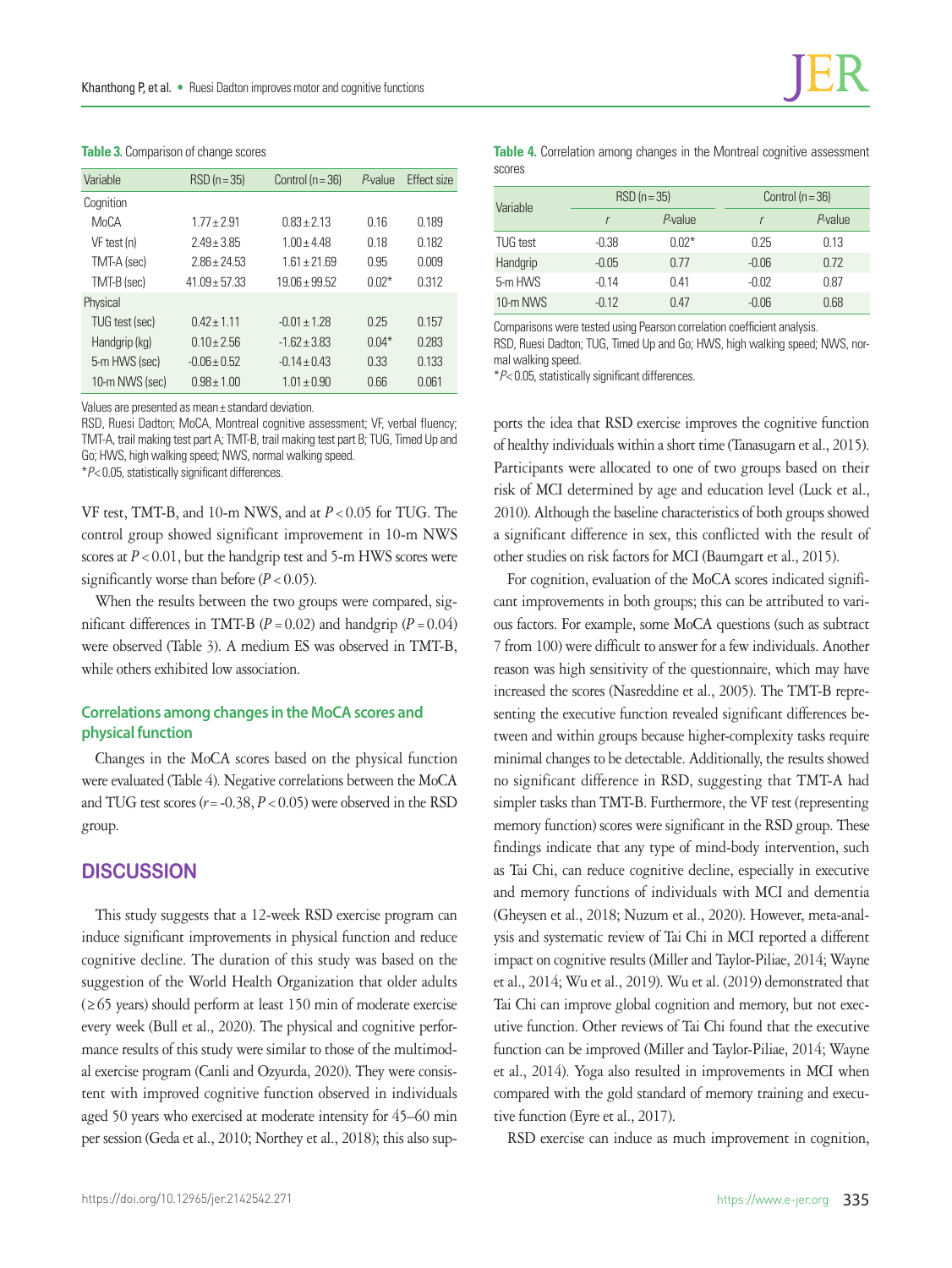**Table 3.** Comparison of change scores

| Variable | RSD (n = 35) | Control (n = 36) | *P*-value | Effect size |
|---|---|---|---|---|
| Cognition | | | | |
| MoCA | 1.77 ± 2.91 | 0.83 ± 2.13 | 0.16 | 0.189 |
| VF test (n) | 2.49 ± 3.85 | 1.00 ± 4.48 | 0.18 | 0.182 |
| TMT-A (sec) | 2.86 ± 24.53 | 1.61 ± 21.69 | 0.95 | 0.009 |
| TMT-B (sec) | 41.09 ± 57.33 | 19.06 ± 99.52 | 0.02* | 0.312 |
| Physical | | | | |
| TUG test (sec) | 0.42 ± 1.11 | -0.01 ± 1.28 | 0.25 | 0.157 |
| Handgrip (kg) | 0.10 ± 2.56 | -1.62 ± 3.83 | 0.04* | 0.283 |
| 5-m HWS (sec) | -0.06 ± 0.52 | -0.14 ± 0.43 | 0.33 | 0.133 |
| 10-m NWS (sec) | 0.98 ± 1.00 | 1.01 ± 0.90 | 0.66 | 0.061 |

Values are presented as mean ± standard deviation.
RSD, Ruesi Dadton; MoCA, Montreal cognitive assessment; VF, verbal fluency; TMT-A, trail making test part A; TMT-B, trail making test part B; TUG, Timed Up and Go; HWS, high walking speed; NWS, normal walking speed.
*$P < 0.05$, statistically significant differences.

VF test, TMT-B, and 10-m NWS, and at $P < 0.05$ for TUG. The control group showed significant improvement in 10-m NWS scores at $P < 0.01$, but the handgrip test and 5-m HWS scores were significantly worse than before ($P < 0.05$).

When the results between the two groups were compared, significant differences in TMT-B ($P = 0.02$) and handgrip ($P = 0.04$) were observed (Table 3). A medium ES was observed in TMT-B, while others exhibited low association.

### Correlations among changes in the MoCA scores and physical function

Changes in the MoCA scores based on the physical function were evaluated (Table 4). Negative correlations between the MoCA and TUG test scores ($r = -0.38$, $P < 0.05$) were observed in the RSD group.

**Table 4.** Correlation among changes in the Montreal cognitive assessment scores

| Variable | RSD (n = 35) | | Control (n = 36) | |
|---|---|---|---|---|
| | *r* | *P*-value | *r* | *P*-value |
| TUG test | -0.38 | 0.02* | 0.25 | 0.13 |
| Handgrip | -0.05 | 0.77 | -0.06 | 0.72 |
| 5-m HWS | -0.14 | 0.41 | -0.02 | 0.87 |
| 10-m NWS | -0.12 | 0.47 | -0.06 | 0.68 |

Comparisons were tested using Pearson correlation coefficient analysis.
RSD, Ruesi Dadton; TUG, Timed Up and Go; HWS, high walking speed; NWS, normal walking speed.
*$P < 0.05$, statistically significant differences.

## DISCUSSION

This study suggests that a 12-week RSD exercise program can induce significant improvements in physical function and reduce cognitive decline. The duration of this study was based on the suggestion of the World Health Organization that older adults (≥65 years) should perform at least 150 min of moderate exercise every week (Bull et al., 2020). The physical and cognitive performance results of this study were similar to those of the multimodal exercise program (Canli and Ozyurda, 2020). They were consistent with improved cognitive function observed in individuals aged 50 years who exercised at moderate intensity for 45–60 min per session (Geda et al., 2010; Northey et al., 2018); this also supports the idea that RSD exercise improves the cognitive function of healthy individuals within a short time (Tanasugarn et al., 2015). Participants were allocated to one of two groups based on their risk of MCI determined by age and education level (Luck et al., 2010). Although the baseline characteristics of both groups showed a significant difference in sex, this conflicted with the result of other studies on risk factors for MCI (Baumgart et al., 2015).

For cognition, evaluation of the MoCA scores indicated significant improvements in both groups; this can be attributed to various factors. For example, some MoCA questions (such as subtract 7 from 100) were difficult to answer for a few individuals. Another reason was high sensitivity of the questionnaire, which may have increased the scores (Nasreddine et al., 2005). The TMT-B representing the executive function revealed significant differences between and within groups because higher-complexity tasks require minimal changes to be detectable. Additionally, the results showed no significant difference in RSD, suggesting that TMT-A had simpler tasks than TMT-B. Furthermore, the VF test (representing memory function) scores were significant in the RSD group. These findings indicate that any type of mind-body intervention, such as Tai Chi, can reduce cognitive decline, especially in executive and memory functions of individuals with MCI and dementia (Gheysen et al., 2018; Nuzum et al., 2020). However, meta-analysis and systematic review of Tai Chi in MCI reported a different impact on cognitive results (Miller and Taylor-Piliae, 2014; Wayne et al., 2014; Wu et al., 2019). Wu et al. (2019) demonstrated that Tai Chi can improve global cognition and memory, but not executive function. Other reviews of Tai Chi found that the executive function can be improved (Miller and Taylor-Piliae, 2014; Wayne et al., 2014). Yoga also resulted in improvements in MCI when compared with the gold standard of memory training and executive function (Eyre et al., 2017).

RSD exercise can induce as much improvement in cognition,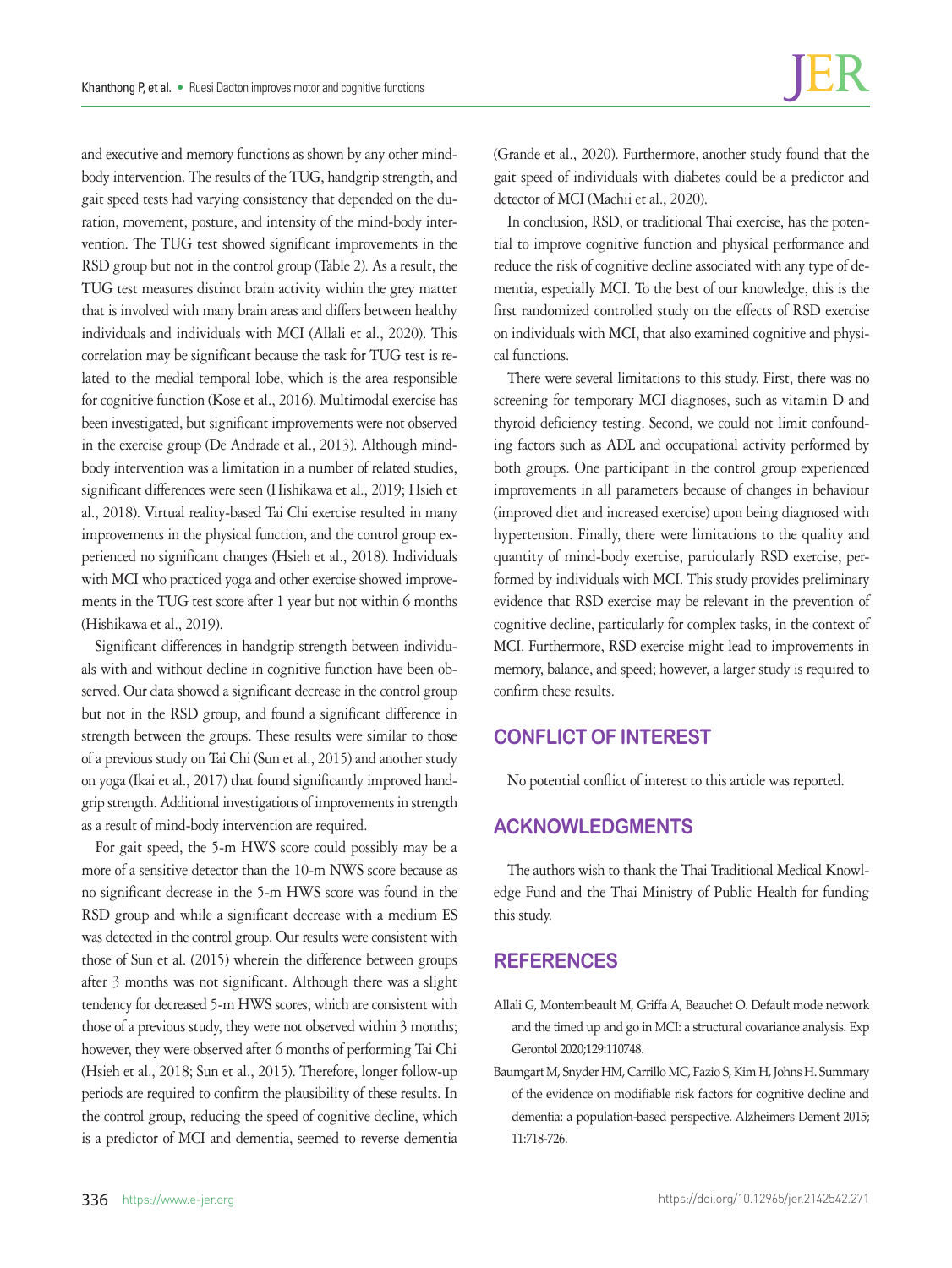and executive and memory functions as shown by any other mind-body intervention. The results of the TUG, handgrip strength, and gait speed tests had varying consistency that depended on the duration, movement, posture, and intensity of the mind-body intervention. The TUG test showed significant improvements in the RSD group but not in the control group (Table 2). As a result, the TUG test measures distinct brain activity within the grey matter that is involved with many brain areas and differs between healthy individuals and individuals with MCI (Allali et al., 2020). This correlation may be significant because the task for TUG test is related to the medial temporal lobe, which is the area responsible for cognitive function (Kose et al., 2016). Multimodal exercise has been investigated, but significant improvements were not observed in the exercise group (De Andrade et al., 2013). Although mind-body intervention was a limitation in a number of related studies, significant differences were seen (Hishikawa et al., 2019; Hsieh et al., 2018). Virtual reality-based Tai Chi exercise resulted in many improvements in the physical function, and the control group experienced no significant changes (Hsieh et al., 2018). Individuals with MCI who practiced yoga and other exercise showed improvements in the TUG test score after 1 year but not within 6 months (Hishikawa et al., 2019).

Significant differences in handgrip strength between individuals with and without decline in cognitive function have been observed. Our data showed a significant decrease in the control group but not in the RSD group, and found a significant difference in strength between the groups. These results were similar to those of a previous study on Tai Chi (Sun et al., 2015) and another study on yoga (Ikai et al., 2017) that found significantly improved handgrip strength. Additional investigations of improvements in strength as a result of mind-body intervention are required.

For gait speed, the 5-m HWS score could possibly may be a more of a sensitive detector than the 10-m NWS score because as no significant decrease in the 5-m HWS score was found in the RSD group and while a significant decrease with a medium ES was detected in the control group. Our results were consistent with those of Sun et al. (2015) wherein the difference between groups after 3 months was not significant. Although there was a slight tendency for decreased 5-m HWS scores, which are consistent with those of a previous study, they were not observed within 3 months; however, they were observed after 6 months of performing Tai Chi (Hsieh et al., 2018; Sun et al., 2015). Therefore, longer follow-up periods are required to confirm the plausibility of these results. In the control group, reducing the speed of cognitive decline, which is a predictor of MCI and dementia, seemed to reverse dementia (Grande et al., 2020). Furthermore, another study found that the gait speed of individuals with diabetes could be a predictor and detector of MCI (Machii et al., 2020).

In conclusion, RSD, or traditional Thai exercise, has the potential to improve cognitive function and physical performance and reduce the risk of cognitive decline associated with any type of dementia, especially MCI. To the best of our knowledge, this is the first randomized controlled study on the effects of RSD exercise on individuals with MCI, that also examined cognitive and physical functions.

There were several limitations to this study. First, there was no screening for temporary MCI diagnoses, such as vitamin D and thyroid deficiency testing. Second, we could not limit confounding factors such as ADL and occupational activity performed by both groups. One participant in the control group experienced improvements in all parameters because of changes in behaviour (improved diet and increased exercise) upon being diagnosed with hypertension. Finally, there were limitations to the quality and quantity of mind-body exercise, particularly RSD exercise, performed by individuals with MCI. This study provides preliminary evidence that RSD exercise may be relevant in the prevention of cognitive decline, particularly for complex tasks, in the context of MCI. Furthermore, RSD exercise might lead to improvements in memory, balance, and speed; however, a larger study is required to confirm these results.

## CONFLICT OF INTEREST

No potential conflict of interest to this article was reported.

## ACKNOWLEDGMENTS

The authors wish to thank the Thai Traditional Medical Knowledge Fund and the Thai Ministry of Public Health for funding this study.

## REFERENCES

Allali G, Montembeault M, Griffa A, Beauchet O. Default mode network and the timed up and go in MCI: a structural covariance analysis. Exp Gerontol 2020;129:110748.

Baumgart M, Snyder HM, Carrillo MC, Fazio S, Kim H, Johns H. Summary of the evidence on modifiable risk factors for cognitive decline and dementia: a population-based perspective. Alzheimers Dement 2015; 11:718-726.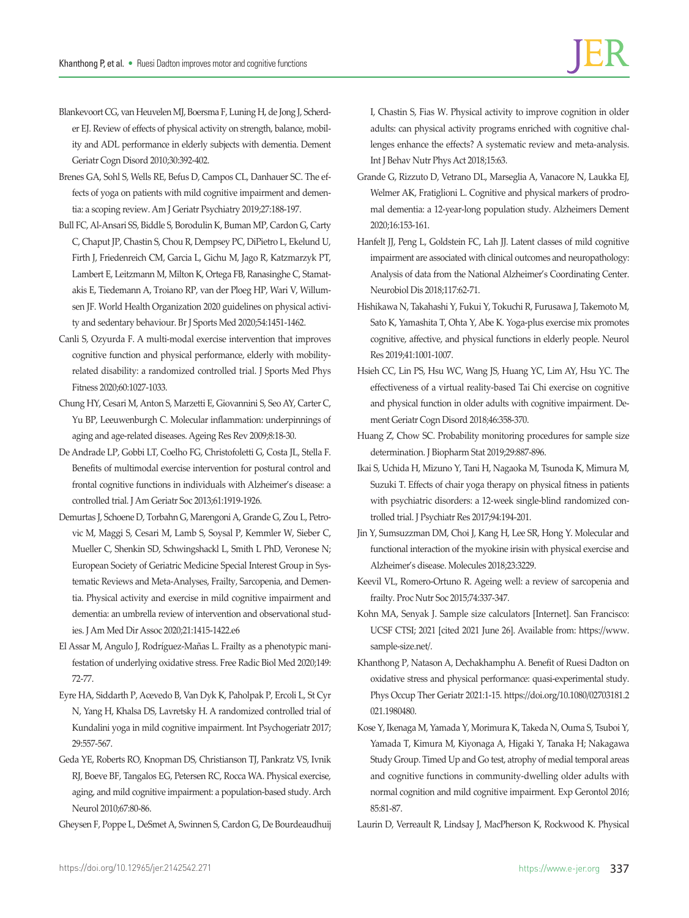Blankevoort CG, van Heuvelen MJ, Boersma F, Luning H, de Jong J, Scherder EJ. Review of effects of physical activity on strength, balance, mobility and ADL performance in elderly subjects with dementia. Dement Geriatr Cogn Disord 2010;30:392-402.

Brenes GA, Sohl S, Wells RE, Befus D, Campos CL, Danhauer SC. The effects of yoga on patients with mild cognitive impairment and dementia: a scoping review. Am J Geriatr Psychiatry 2019;27:188-197.

Bull FC, Al-Ansari SS, Biddle S, Borodulin K, Buman MP, Cardon G, Carty C, Chaput JP, Chastin S, Chou R, Dempsey PC, DiPietro L, Ekelund U, Firth J, Friedenreich CM, Garcia L, Gichu M, Jago R, Katzmarzyk PT, Lambert E, Leitzmann M, Milton K, Ortega FB, Ranasinghe C, Stamatakis E, Tiedemann A, Troiano RP, van der Ploeg HP, Wari V, Willumsen JF. World Health Organization 2020 guidelines on physical activity and sedentary behaviour. Br J Sports Med 2020;54:1451-1462.

Canli S, Ozyurda F. A multi-modal exercise intervention that improves cognitive function and physical performance, elderly with mobility-related disability: a randomized controlled trial. J Sports Med Phys Fitness 2020;60:1027-1033.

Chung HY, Cesari M, Anton S, Marzetti E, Giovannini S, Seo AY, Carter C, Yu BP, Leeuwenburgh C. Molecular inflammation: underpinnings of aging and age-related diseases. Ageing Res Rev 2009;8:18-30.

De Andrade LP, Gobbi LT, Coelho FG, Christofoletti G, Costa JL, Stella F. Benefits of multimodal exercise intervention for postural control and frontal cognitive functions in individuals with Alzheimer's disease: a controlled trial. J Am Geriatr Soc 2013;61:1919-1926.

Demurtas J, Schoene D, Torbahn G, Marengoni A, Grande G, Zou L, Petrovic M, Maggi S, Cesari M, Lamb S, Soysal P, Kemmler W, Sieber C, Mueller C, Shenkin SD, Schwingshackl L, Smith L PhD, Veronese N; European Society of Geriatric Medicine Special Interest Group in Systematic Reviews and Meta-Analyses, Frailty, Sarcopenia, and Dementia. Physical activity and exercise in mild cognitive impairment and dementia: an umbrella review of intervention and observational studies. J Am Med Dir Assoc 2020;21:1415-1422.e6

El Assar M, Angulo J, Rodríguez-Mañas L. Frailty as a phenotypic manifestation of underlying oxidative stress. Free Radic Biol Med 2020;149:72-77.

Eyre HA, Siddarth P, Acevedo B, Van Dyk K, Paholpak P, Ercoli L, St Cyr N, Yang H, Khalsa DS, Lavretsky H. A randomized controlled trial of Kundalini yoga in mild cognitive impairment. Int Psychogeriatr 2017;29:557-567.

Geda YE, Roberts RO, Knopman DS, Christianson TJ, Pankratz VS, Ivnik RJ, Boeve BF, Tangalos EG, Petersen RC, Rocca WA. Physical exercise, aging, and mild cognitive impairment: a population-based study. Arch Neurol 2010;67:80-86.

Gheysen F, Poppe L, DeSmet A, Swinnen S, Cardon G, De Bourdeaudhuij I, Chastin S, Fias W. Physical activity to improve cognition in older adults: can physical activity programs enriched with cognitive challenges enhance the effects? A systematic review and meta-analysis. Int J Behav Nutr Phys Act 2018;15:63.

Grande G, Rizzuto D, Vetrano DL, Marseglia A, Vanacore N, Laukka EJ, Welmer AK, Fratiglioni L. Cognitive and physical markers of prodromal dementia: a 12-year-long population study. Alzheimers Dement 2020;16:153-161.

Hanfelt JJ, Peng L, Goldstein FC, Lah JJ. Latent classes of mild cognitive impairment are associated with clinical outcomes and neuropathology: Analysis of data from the National Alzheimer's Coordinating Center. Neurobiol Dis 2018;117:62-71.

Hishikawa N, Takahashi Y, Fukui Y, Tokuchi R, Furusawa J, Takemoto M, Sato K, Yamashita T, Ohta Y, Abe K. Yoga-plus exercise mix promotes cognitive, affective, and physical functions in elderly people. Neurol Res 2019;41:1001-1007.

Hsieh CC, Lin PS, Hsu WC, Wang JS, Huang YC, Lim AY, Hsu YC. The effectiveness of a virtual reality-based Tai Chi exercise on cognitive and physical function in older adults with cognitive impairment. Dement Geriatr Cogn Disord 2018;46:358-370.

Huang Z, Chow SC. Probability monitoring procedures for sample size determination. J Biopharm Stat 2019;29:887-896.

Ikai S, Uchida H, Mizuno Y, Tani H, Nagaoka M, Tsunoda K, Mimura M, Suzuki T. Effects of chair yoga therapy on physical fitness in patients with psychiatric disorders: a 12-week single-blind randomized controlled trial. J Psychiatr Res 2017;94:194-201.

Jin Y, Sumsuzzman DM, Choi J, Kang H, Lee SR, Hong Y. Molecular and functional interaction of the myokine irisin with physical exercise and Alzheimer's disease. Molecules 2018;23:3229.

Keevil VL, Romero-Ortuno R. Ageing well: a review of sarcopenia and frailty. Proc Nutr Soc 2015;74:337-347.

Kohn MA, Senyak J. Sample size calculators [Internet]. San Francisco: UCSF CTSI; 2021 [cited 2021 June 26]. Available from: https://www.sample-size.net/.

Khanthong P, Natason A, Dechakhamphu A. Benefit of Ruesi Dadton on oxidative stress and physical performance: quasi-experimental study. Phys Occup Ther Geriatr 2021:1-15. https://doi.org/10.1080/02703181.2021.1980480.

Kose Y, Ikenaga M, Yamada Y, Morimura K, Takeda N, Ouma S, Tsuboi Y, Yamada T, Kimura M, Kiyonaga A, Higaki Y, Tanaka H; Nakagawa Study Group. Timed Up and Go test, atrophy of medial temporal areas and cognitive functions in community-dwelling older adults with normal cognition and mild cognitive impairment. Exp Gerontol 2016;85:81-87.

Laurin D, Verreault R, Lindsay J, MacPherson K, Rockwood K. Physical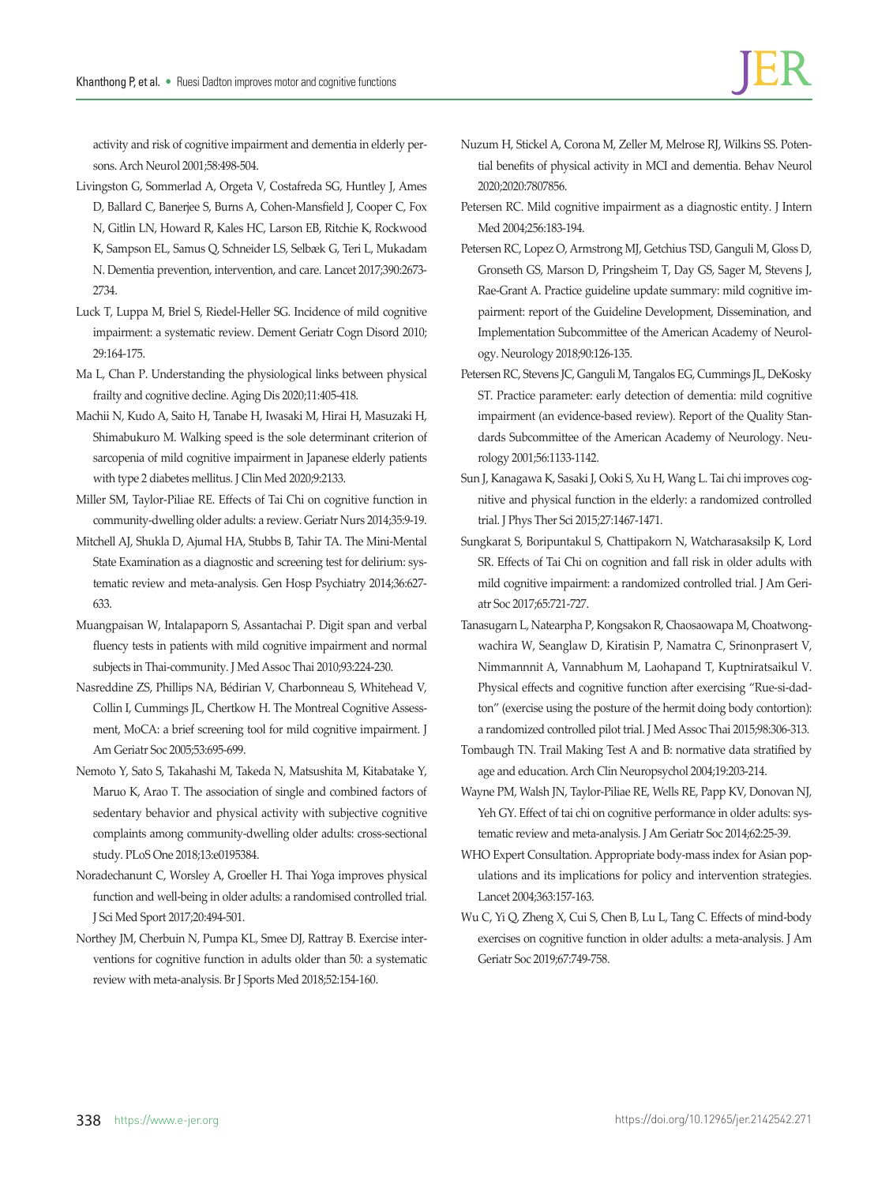activity and risk of cognitive impairment and dementia in elderly persons. Arch Neurol 2001;58:498-504.

Livingston G, Sommerlad A, Orgeta V, Costafreda SG, Huntley J, Ames D, Ballard C, Banerjee S, Burns A, Cohen-Mansfield J, Cooper C, Fox N, Gitlin LN, Howard R, Kales HC, Larson EB, Ritchie K, Rockwood K, Sampson EL, Samus Q, Schneider LS, Selbæk G, Teri L, Mukadam N. Dementia prevention, intervention, and care. Lancet 2017;390:2673-2734.

Luck T, Luppa M, Briel S, Riedel-Heller SG. Incidence of mild cognitive impairment: a systematic review. Dement Geriatr Cogn Disord 2010; 29:164-175.

Ma L, Chan P. Understanding the physiological links between physical frailty and cognitive decline. Aging Dis 2020;11:405-418.

Machii N, Kudo A, Saito H, Tanabe H, Iwasaki M, Hirai H, Masuzaki H, Shimabukuro M. Walking speed is the sole determinant criterion of sarcopenia of mild cognitive impairment in Japanese elderly patients with type 2 diabetes mellitus. J Clin Med 2020;9:2133.

Miller SM, Taylor-Piliae RE. Effects of Tai Chi on cognitive function in community-dwelling older adults: a review. Geriatr Nurs 2014;35:9-19.

Mitchell AJ, Shukla D, Ajumal HA, Stubbs B, Tahir TA. The Mini-Mental State Examination as a diagnostic and screening test for delirium: systematic review and meta-analysis. Gen Hosp Psychiatry 2014;36:627-633.

Muangpaisan W, Intalapaporn S, Assantachai P. Digit span and verbal fluency tests in patients with mild cognitive impairment and normal subjects in Thai-community. J Med Assoc Thai 2010;93:224-230.

Nasreddine ZS, Phillips NA, Bédirian V, Charbonneau S, Whitehead V, Collin I, Cummings JL, Chertkow H. The Montreal Cognitive Assessment, MoCA: a brief screening tool for mild cognitive impairment. J Am Geriatr Soc 2005;53:695-699.

Nemoto Y, Sato S, Takahashi M, Takeda N, Matsushita M, Kitabatake Y, Maruo K, Arao T. The association of single and combined factors of sedentary behavior and physical activity with subjective cognitive complaints among community-dwelling older adults: cross-sectional study. PLoS One 2018;13:e0195384.

Noradechanunt C, Worsley A, Groeller H. Thai Yoga improves physical function and well-being in older adults: a randomised controlled trial. J Sci Med Sport 2017;20:494-501.

Northey JM, Cherbuin N, Pumpa KL, Smee DJ, Rattray B. Exercise interventions for cognitive function in adults older than 50: a systematic review with meta-analysis. Br J Sports Med 2018;52:154-160.

Nuzum H, Stickel A, Corona M, Zeller M, Melrose RJ, Wilkins SS. Potential benefits of physical activity in MCI and dementia. Behav Neurol 2020;2020:7807856.

Petersen RC. Mild cognitive impairment as a diagnostic entity. J Intern Med 2004;256:183-194.

Petersen RC, Lopez O, Armstrong MJ, Getchius TSD, Ganguli M, Gloss D, Gronseth GS, Marson D, Pringsheim T, Day GS, Sager M, Stevens J, Rae-Grant A. Practice guideline update summary: mild cognitive impairment: report of the Guideline Development, Dissemination, and Implementation Subcommittee of the American Academy of Neurology. Neurology 2018;90:126-135.

Petersen RC, Stevens JC, Ganguli M, Tangalos EG, Cummings JL, DeKosky ST. Practice parameter: early detection of dementia: mild cognitive impairment (an evidence-based review). Report of the Quality Standards Subcommittee of the American Academy of Neurology. Neurology 2001;56:1133-1142.

Sun J, Kanagawa K, Sasaki J, Ooki S, Xu H, Wang L. Tai chi improves cognitive and physical function in the elderly: a randomized controlled trial. J Phys Ther Sci 2015;27:1467-1471.

Sungkarat S, Boripuntakul S, Chattipakorn N, Watcharasaksilp K, Lord SR. Effects of Tai Chi on cognition and fall risk in older adults with mild cognitive impairment: a randomized controlled trial. J Am Geriatr Soc 2017;65:721-727.

Tanasugarn L, Natearpha P, Kongsakon R, Chaosaowapa M, Choatwongwachira W, Seanglaw D, Kiratisin P, Namatra C, Srinonprasert V, Nimmannnit A, Vannabhum M, Laohapand T, Kuptniratsaikul V. Physical effects and cognitive function after exercising "Rue-si-dadton" (exercise using the posture of the hermit doing body contortion): a randomized controlled pilot trial. J Med Assoc Thai 2015;98:306-313.

Tombaugh TN. Trail Making Test A and B: normative data stratified by age and education. Arch Clin Neuropsychol 2004;19:203-214.

Wayne PM, Walsh JN, Taylor-Piliae RE, Wells RE, Papp KV, Donovan NJ, Yeh GY. Effect of tai chi on cognitive performance in older adults: systematic review and meta-analysis. J Am Geriatr Soc 2014;62:25-39.

WHO Expert Consultation. Appropriate body-mass index for Asian populations and its implications for policy and intervention strategies. Lancet 2004;363:157-163.

Wu C, Yi Q, Zheng X, Cui S, Chen B, Lu L, Tang C. Effects of mind-body exercises on cognitive function in older adults: a meta-analysis. J Am Geriatr Soc 2019;67:749-758.